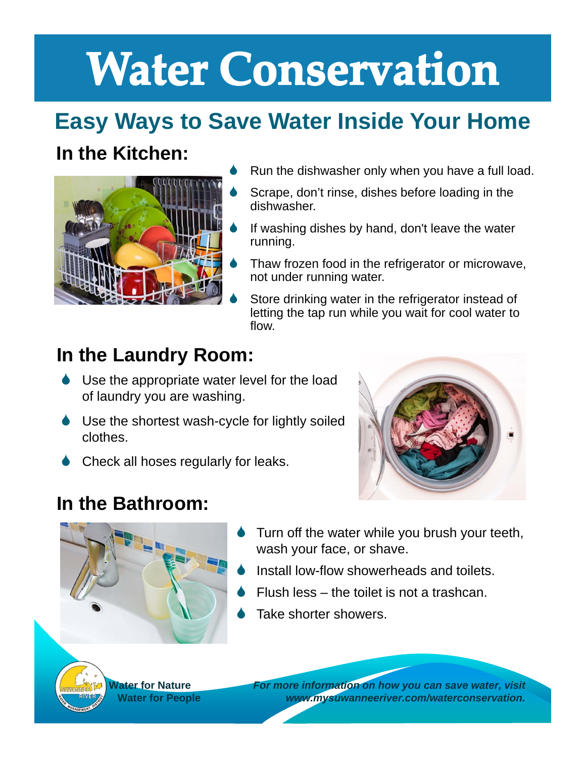# Water Conservation

## Easy Ways to Save Water Inside Your Home

### In the Kitchen:

- Run the dishwasher only when you have a full load.
- Scrape, don't rinse, dishes before loading in the dishwasher.
- If washing dishes by hand, don't leave the water running.
- Thaw frozen food in the refrigerator or microwave, not under running water.
- Store drinking water in the refrigerator instead of letting the tap run while you wait for cool water to flow.

### In the Laundry Room:

- Use the appropriate water level for the load of laundry you are washing.
- Use the shortest wash-cycle for lightly soiled clothes.
- Check all hoses regularly for leaks.

### In the Bathroom:

- Turn off the water while you brush your teeth, wash your face, or shave.
- Install low-flow showerheads and toilets.
- Flush less – the toilet is not a trashcan.
- Take shorter showers.

**Water for Nature**
**Water for People**

***For more information on how you can save water, visit www.mysuwanneeriver.com/waterconservation.***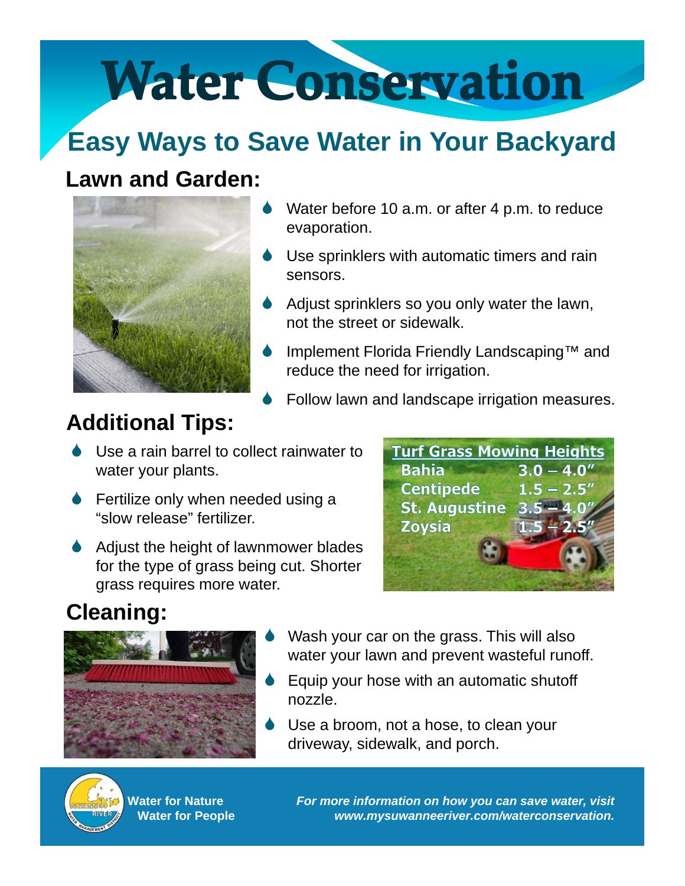# Water Conservation

## Easy Ways to Save Water in Your Backyard

### Lawn and Garden:

- Water before 10 a.m. or after 4 p.m. to reduce evaporation.
- Use sprinklers with automatic timers and rain sensors.
- Adjust sprinklers so you only water the lawn, not the street or sidewalk.
- Implement Florida Friendly Landscaping™ and reduce the need for irrigation.
- Follow lawn and landscape irrigation measures.

### Additional Tips:

- Use a rain barrel to collect rainwater to water your plants.
- Fertilize only when needed using a "slow release" fertilizer.
- Adjust the height of lawnmower blades for the type of grass being cut. Shorter grass requires more water.

| Turf Grass Mowing Heights | |
|---|---|
| Bahia | 3.0 – 4.0″ |
| Centipede | 1.5 – 2.5″ |
| St. Augustine | 3.5 – 4.0″ |
| Zoysia | 1.5 – 2.5″ |

### Cleaning:

- Wash your car on the grass. This will also water your lawn and prevent wasteful runoff.
- Equip your hose with an automatic shutoff nozzle.
- Use a broom, not a hose, to clean your driveway, sidewalk, and porch.

**Water for Nature**
**Water for People**

*For more information on how you can save water, visit www.mysuwanneeriver.com/waterconservation.*